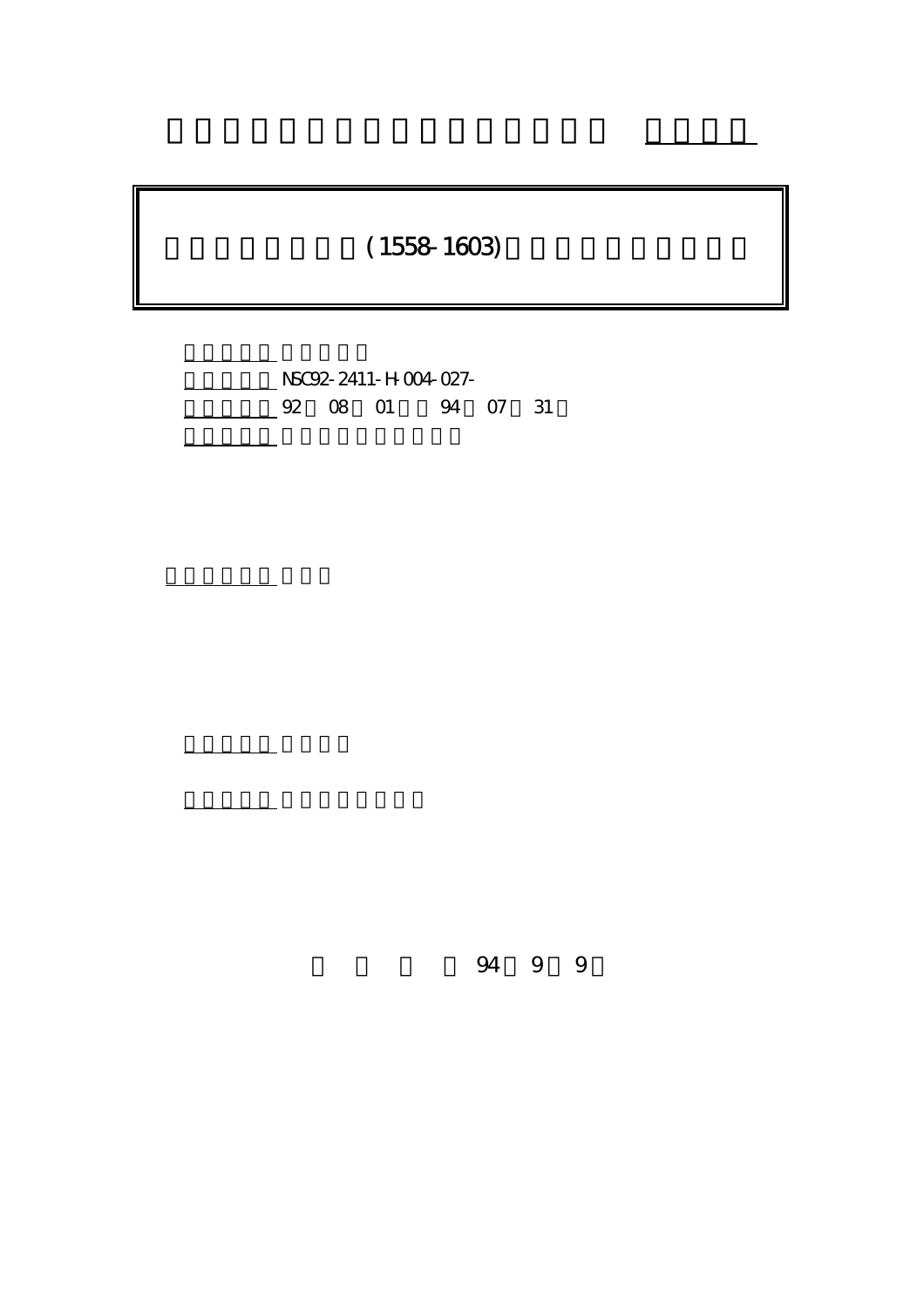(1558-1603)

NSC92-2411-H-004-027-

92 08 01 94 07 31

94 9 9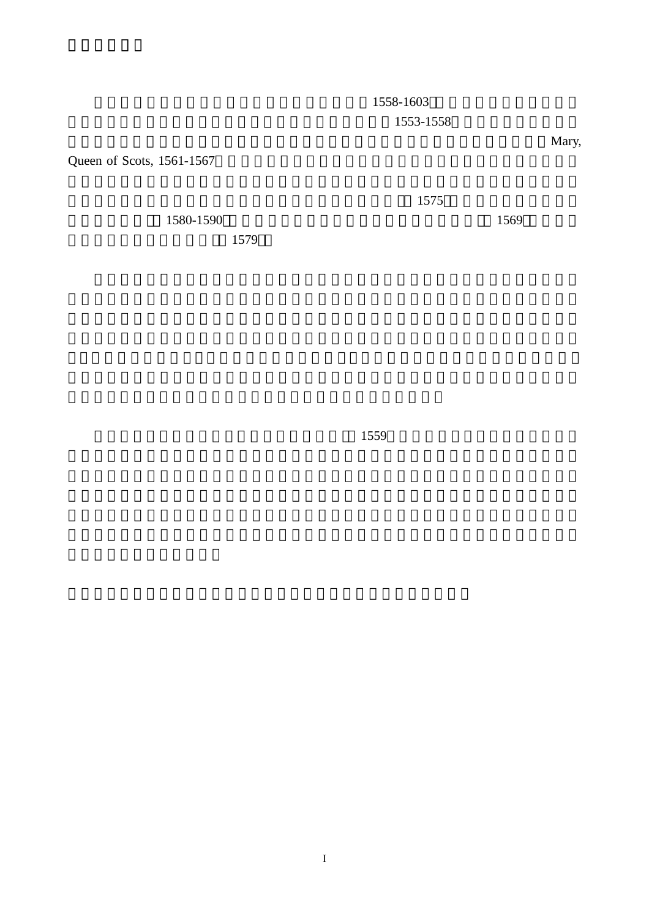1558-1603

1553-1558

Mary, Queen of Scots, 1561-1567

1575

1580-1590

1569

1579

1559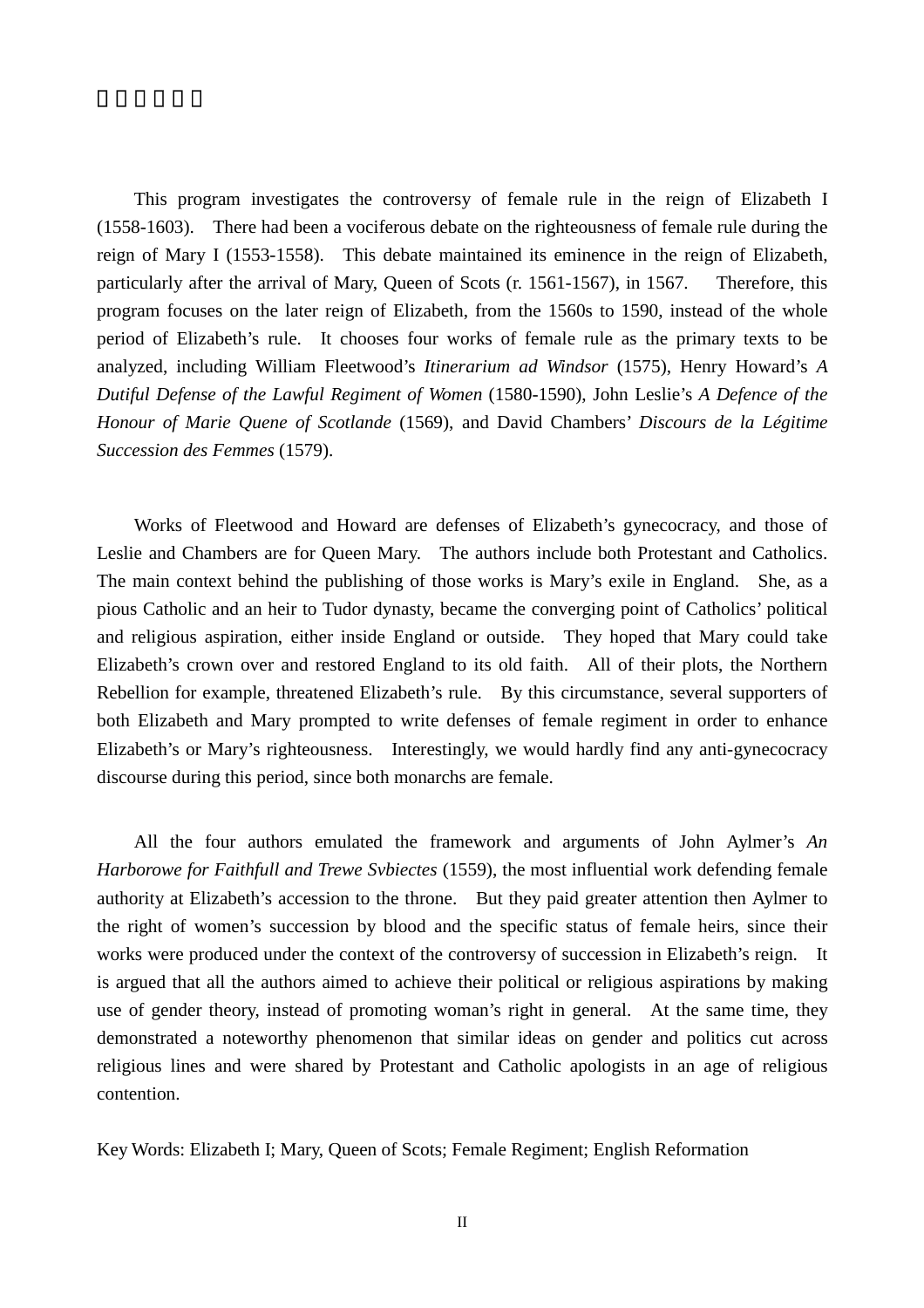This program investigates the controversy of female rule in the reign of Elizabeth I (1558-1603). There had been a vociferous debate on the righteousness of female rule during the reign of Mary I (1553-1558). This debate maintained its eminence in the reign of Elizabeth, particularly after the arrival of Mary, Queen of Scots (r. 1561-1567), in 1567. Therefore, this program focuses on the later reign of Elizabeth, from the 1560s to 1590, instead of the whole period of Elizabeth's rule. It chooses four works of female rule as the primary texts to be analyzed, including William Fleetwood's *Itinerarium ad Windsor* (1575), Henry Howard's *A Dutiful Defense of the Lawful Regiment of Women* (1580-1590), John Leslie's *A Defence of the Honour of Marie Quene of Scotlande* (1569), and David Chambers' *Discours de la Légitime Succession des Femmes* (1579).

Works of Fleetwood and Howard are defenses of Elizabeth's gynecocracy, and those of Leslie and Chambers are for Queen Mary. The authors include both Protestant and Catholics. The main context behind the publishing of those works is Mary's exile in England. She, as a pious Catholic and an heir to Tudor dynasty, became the converging point of Catholics' political and religious aspiration, either inside England or outside. They hoped that Mary could take Elizabeth's crown over and restored England to its old faith. All of their plots, the Northern Rebellion for example, threatened Elizabeth's rule. By this circumstance, several supporters of both Elizabeth and Mary prompted to write defenses of female regiment in order to enhance Elizabeth's or Mary's righteousness. Interestingly, we would hardly find any anti-gynecocracy discourse during this period, since both monarchs are female.

All the four authors emulated the framework and arguments of John Aylmer's *An Harborowe for Faithfull and Trewe Svbiectes* (1559), the most influential work defending female authority at Elizabeth's accession to the throne. But they paid greater attention then Aylmer to the right of women's succession by blood and the specific status of female heirs, since their works were produced under the context of the controversy of succession in Elizabeth's reign. It is argued that all the authors aimed to achieve their political or religious aspirations by making use of gender theory, instead of promoting woman's right in general. At the same time, they demonstrated a noteworthy phenomenon that similar ideas on gender and politics cut across religious lines and were shared by Protestant and Catholic apologists in an age of religious contention.

Key Words: Elizabeth I; Mary, Queen of Scots; Female Regiment; English Reformation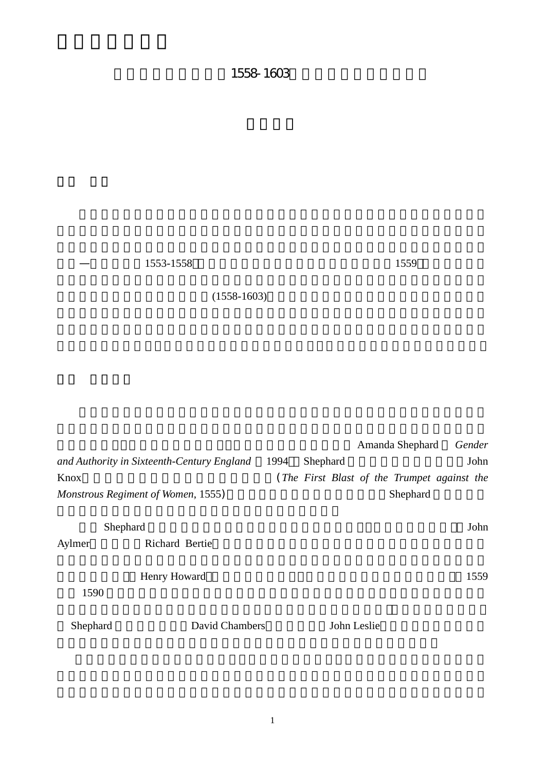# 

## 1558-1603

—　1553-1558　1559

(1558-1603)

Amanda Shephard *Gender and Authority in Sixteenth-Century England* 1994 Shephard John Knox (*The First Blast of the Trumpet against the Monstrous Regiment of Women*, 1555) Shephard

Shephard John Aylmer Richard Bertie

Henry Howard 1559 1590

Shephard David Chambers John Leslie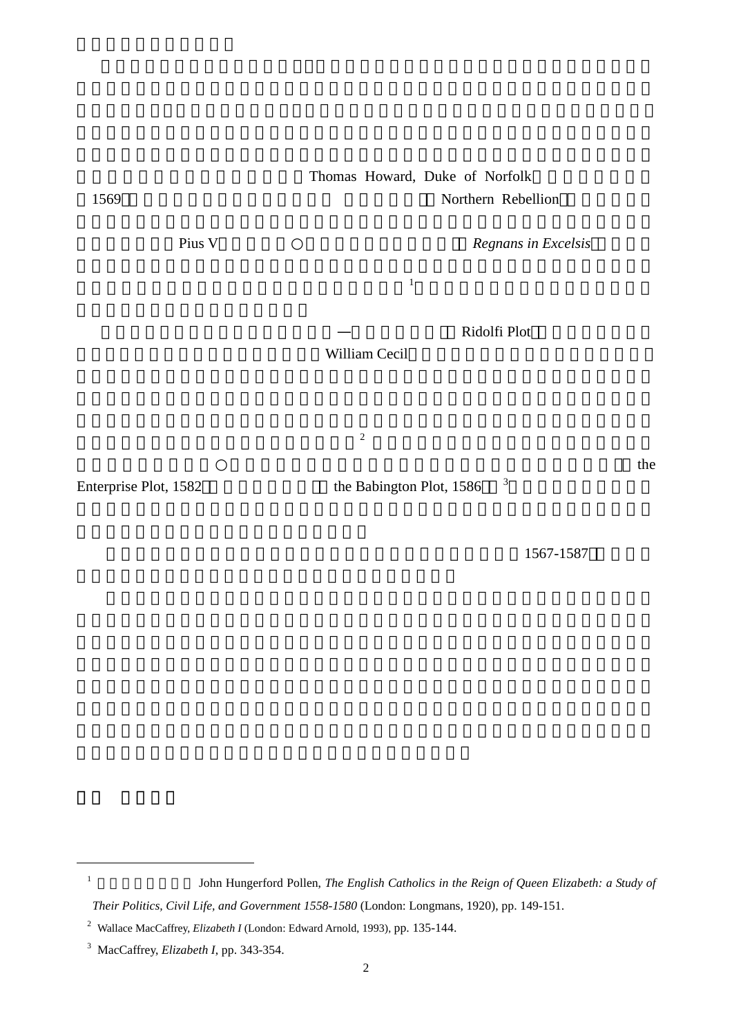Thomas Howard, Duke of Norfolk

1569 Northern Rebellion

Pius V ○ *Regnans in Excelsis*

[1]

— Ridolfi Plot

William Cecil

[2]

○ the Enterprise Plot, 1582 the Babington Plot, 1586 [3]

1567-1587

---

[1] John Hungerford Pollen, *The English Catholics in the Reign of Queen Elizabeth: a Study of Their Politics, Civil Life, and Government 1558-1580* (London: Longmans, 1920), pp. 149-151.

[2] Wallace MacCaffrey, *Elizabeth I* (London: Edward Arnold, 1993), pp. 135-144.

[3] MacCaffrey, *Elizabeth I*, pp. 343-354.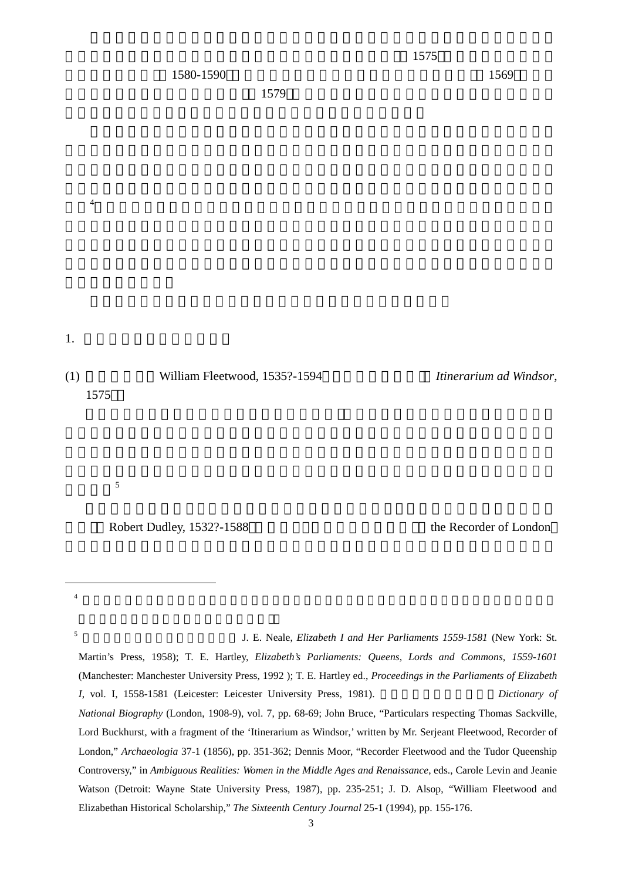1575

1580-1590 1569

1579

[4]

1.

(1) William Fleetwood, 1535?-1594 *Itinerarium ad Windsor*, 1575

[5]

Robert Dudley, 1532?-1588 the Recorder of London

---

[4]

[5] J. E. Neale, *Elizabeth I and Her Parliaments 1559-1581* (New York: St. Martin's Press, 1958); T. E. Hartley, *Elizabeth's Parliaments: Queens, Lords and Commons, 1559-1601* (Manchester: Manchester University Press, 1992 ); T. E. Hartley ed., *Proceedings in the Parliaments of Elizabeth I*, vol. I, 1558-1581 (Leicester: Leicester University Press, 1981). *Dictionary of National Biography* (London, 1908-9), vol. 7, pp. 68-69; John Bruce, "Particulars respecting Thomas Sackville, Lord Buckhurst, with a fragment of the 'Itinerarium as Windsor,' written by Mr. Serjeant Fleetwood, Recorder of London," *Archaeologia* 37-1 (1856), pp. 351-362; Dennis Moor, "Recorder Fleetwood and the Tudor Queenship Controversy," in *Ambiguous Realities: Women in the Middle Ages and Renaissance*, eds., Carole Levin and Jeanie Watson (Detroit: Wayne State University Press, 1987), pp. 235-251; J. D. Alsop, "William Fleetwood and Elizabethan Historical Scholarship," *The Sixteenth Century Journal* 25-1 (1994), pp. 155-176.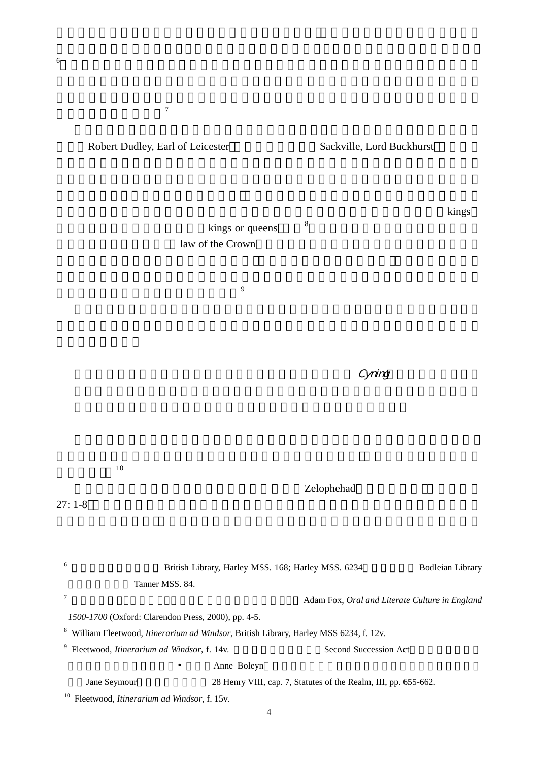[6]

[7]

Robert Dudley, Earl of Leicester Sackville, Lord Buckhurst

kings

kings or queens [8]

law of the Crown

[9]

*Cyning*

[10]

Zelophehad

27: 1-8

---

[6] British Library, Harley MSS. 168; Harley MSS. 6234 Bodleian Library Tanner MSS. 84.

[7] Adam Fox, *Oral and Literate Culture in England 1500-1700* (Oxford: Clarendon Press, 2000), pp. 4-5.

[8] William Fleetwood, *Itinerarium ad Windsor*, British Library, Harley MSS 6234, f. 12v.

[9] Fleetwood, *Itinerarium ad Windsor*, f. 14v. Second Succession Act • Anne Boleyn Jane Seymour 28 Henry VIII, cap. 7, Statutes of the Realm, III, pp. 655-662.

[10] Fleetwood, *Itinerarium ad Windsor*, f. 15v.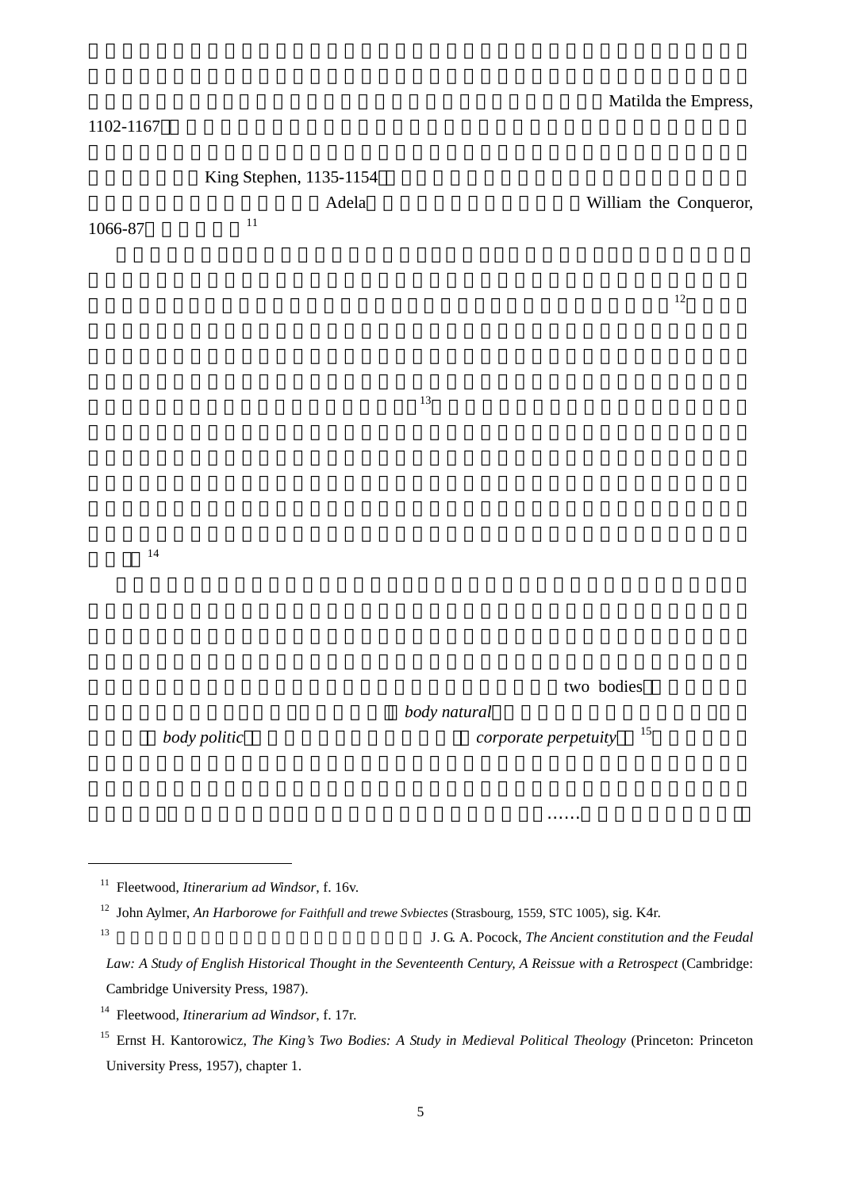Matilda the Empress, 1102-1167

King Stephen, 1135-1154

Adela

William the Conqueror, 1066-87 [11]

[12]

[13]

[14]

two bodies

body natural

body politic

corporate perpetuity [15]

……

---

[11] Fleetwood, *Itinerarium ad Windsor*, f. 16v.

[12] John Aylmer, *An Harborowe for Faithfull and trewe Svbiectes* (Strasbourg, 1559, STC 1005), sig. K4r.

[13] J. G. A. Pocock, *The Ancient constitution and the Feudal Law: A Study of English Historical Thought in the Seventeenth Century, A Reissue with a Retrospect* (Cambridge: Cambridge University Press, 1987).

[14] Fleetwood, *Itinerarium ad Windsor*, f. 17r.

[15] Ernst H. Kantorowicz, *The King's Two Bodies: A Study in Medieval Political Theology* (Princeton: Princeton University Press, 1957), chapter 1.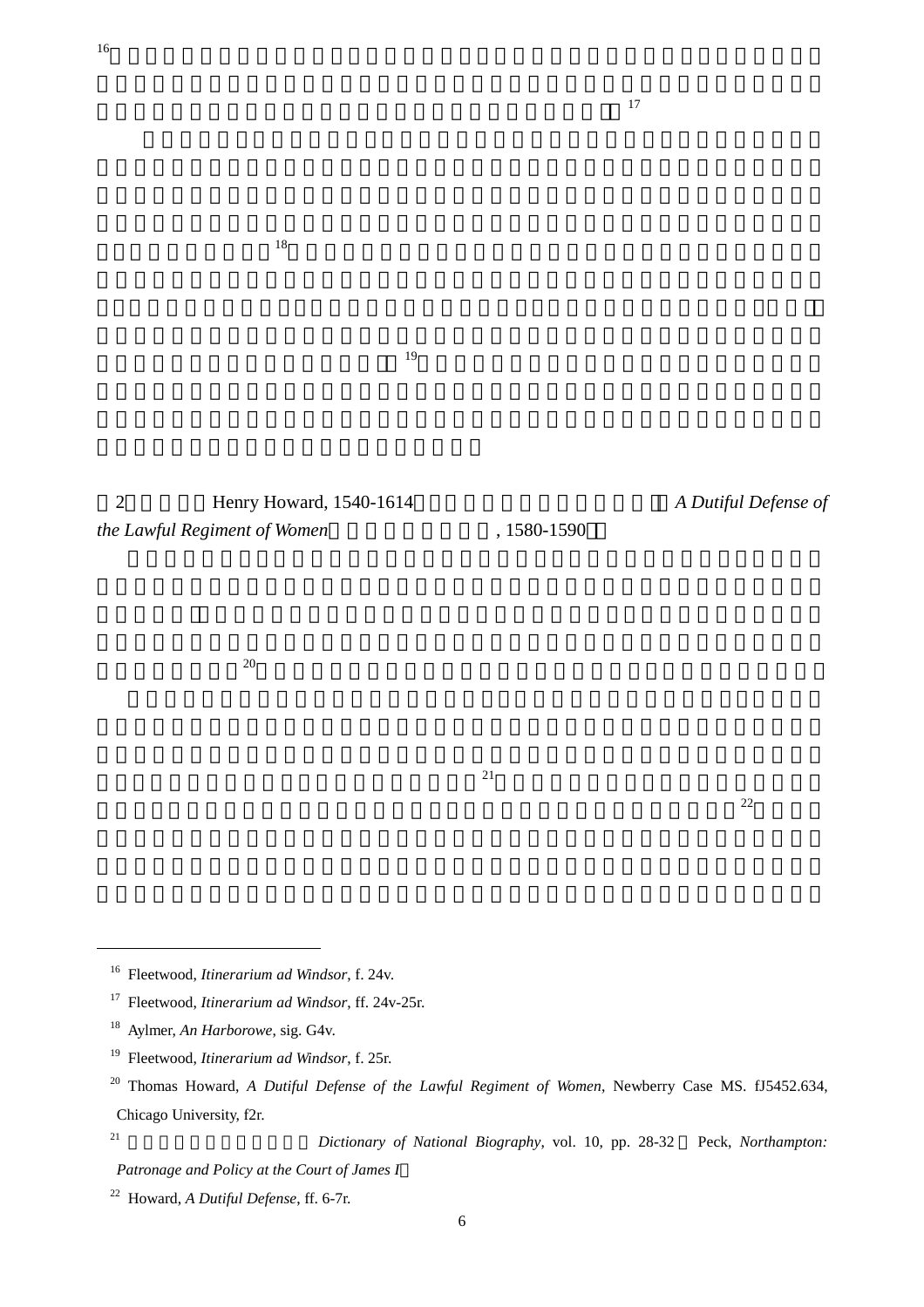[16]

[17]

[18]

[19]

（2）　Henry Howard, 1540-1614　*A Dutiful Defense of the Lawful Regiment of Women*　, 1580-1590

[20]

[21]

[22]

---

[16] Fleetwood, *Itinerarium ad Windsor*, f. 24v.

[17] Fleetwood, *Itinerarium ad Windsor*, ff. 24v-25r.

[18] Aylmer, *An Harborowe*, sig. G4v.

[19] Fleetwood, *Itinerarium ad Windsor*, f. 25r.

[20] Thomas Howard, *A Dutiful Defense of the Lawful Regiment of Women*, Newberry Case MS. fJ5452.634, Chicago University, f2r.

[21] *Dictionary of National Biography*, vol. 10, pp. 28-32　Peck, *Northampton: Patronage and Policy at the Court of James I*

[22] Howard, *A Dutiful Defense*, ff. 6-7r.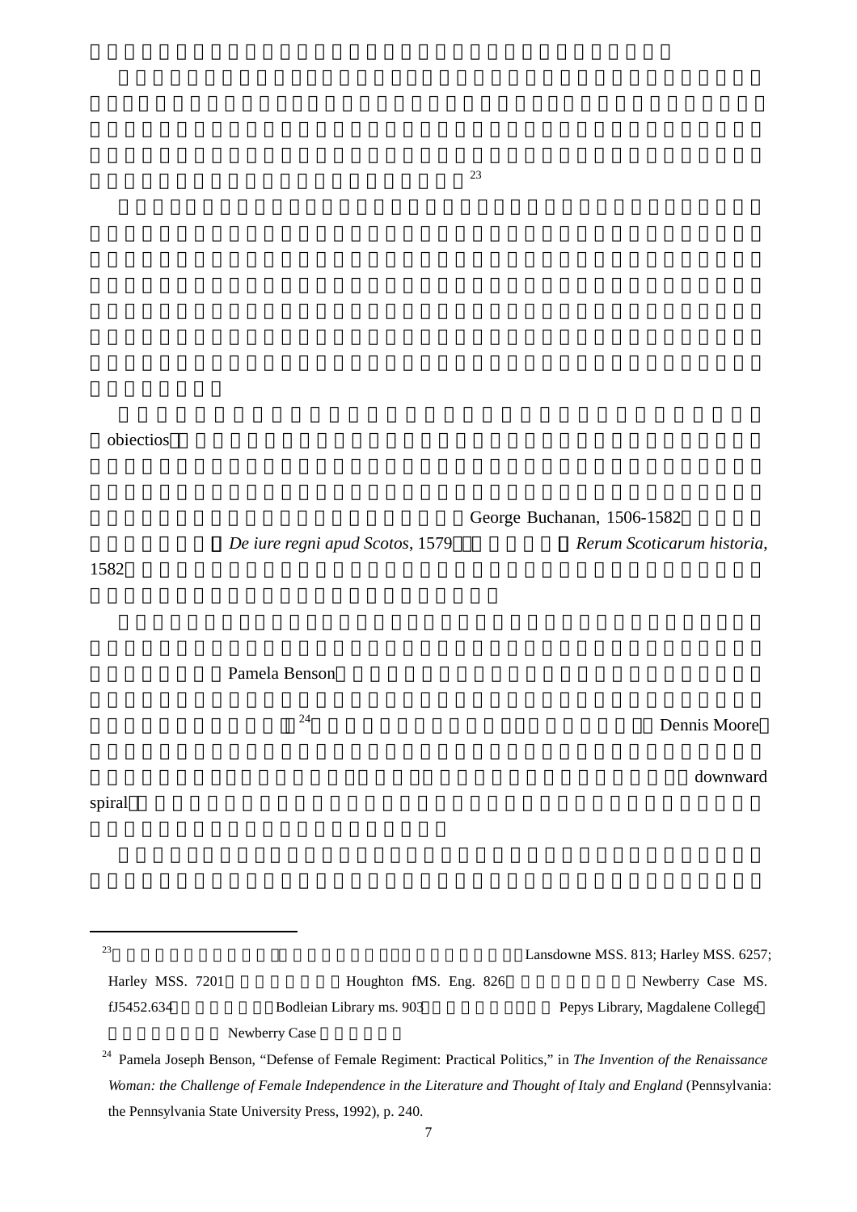[23]

obiectios

George Buchanan, 1506-1582

*De iure regni apud Scotos*, 1579 *Rerum Scoticarum historia*, 1582

Pamela Benson

[24] Dennis Moore

downward spiral

---

[23] Lansdowne MSS. 813; Harley MSS. 6257; Harley MSS. 7201 Houghton fMS. Eng. 826 Newberry Case MS. fJ5452.634 Bodleian Library ms. 903 Pepys Library, Magdalene College Newberry Case

[24] Pamela Joseph Benson, "Defense of Female Regiment: Practical Politics," in *The Invention of the Renaissance Woman: the Challenge of Female Independence in the Literature and Thought of Italy and England* (Pennsylvania: the Pennsylvania State University Press, 1992), p. 240.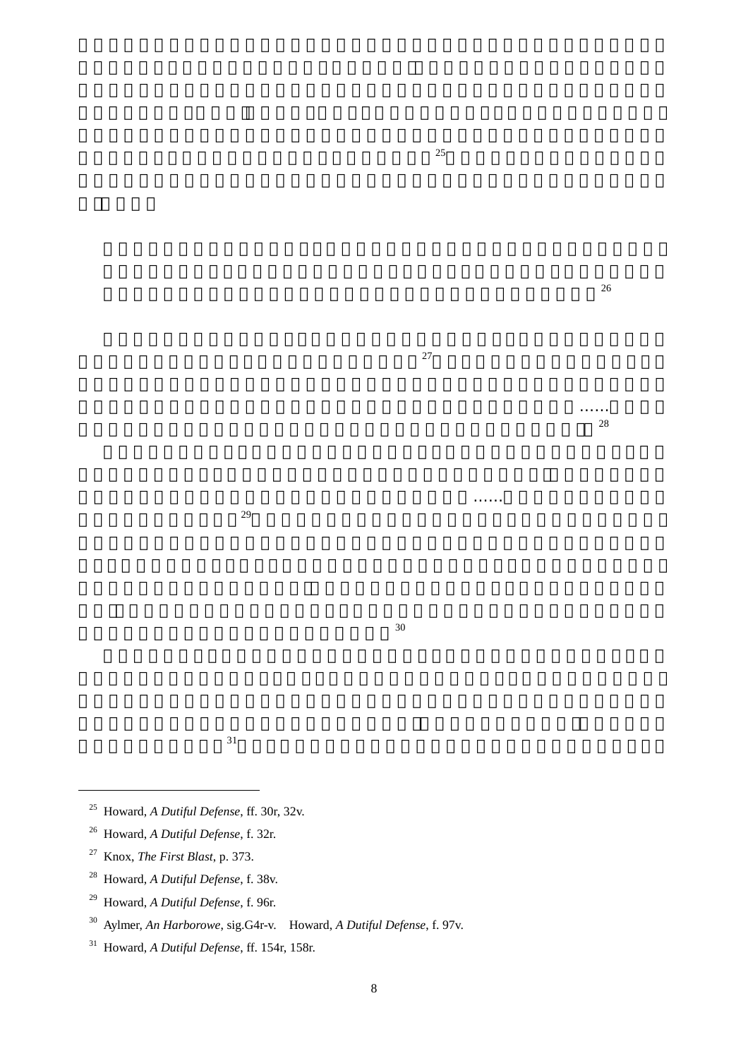[25] Howard, *A Dutiful Defense*, ff. 30r, 32v.

[26] Howard, *A Dutiful Defense*, f. 32r.

[27] Knox, *The First Blast*, p. 373.

[28] Howard, *A Dutiful Defense*, f. 38v.

[29] Howard, *A Dutiful Defense*, f. 96r.

[30] Aylmer, *An Harborowe*, sig.G4r-v.　Howard, *A Dutiful Defense*, f. 97v.

[31] Howard, *A Dutiful Defense*, ff. 154r, 158r.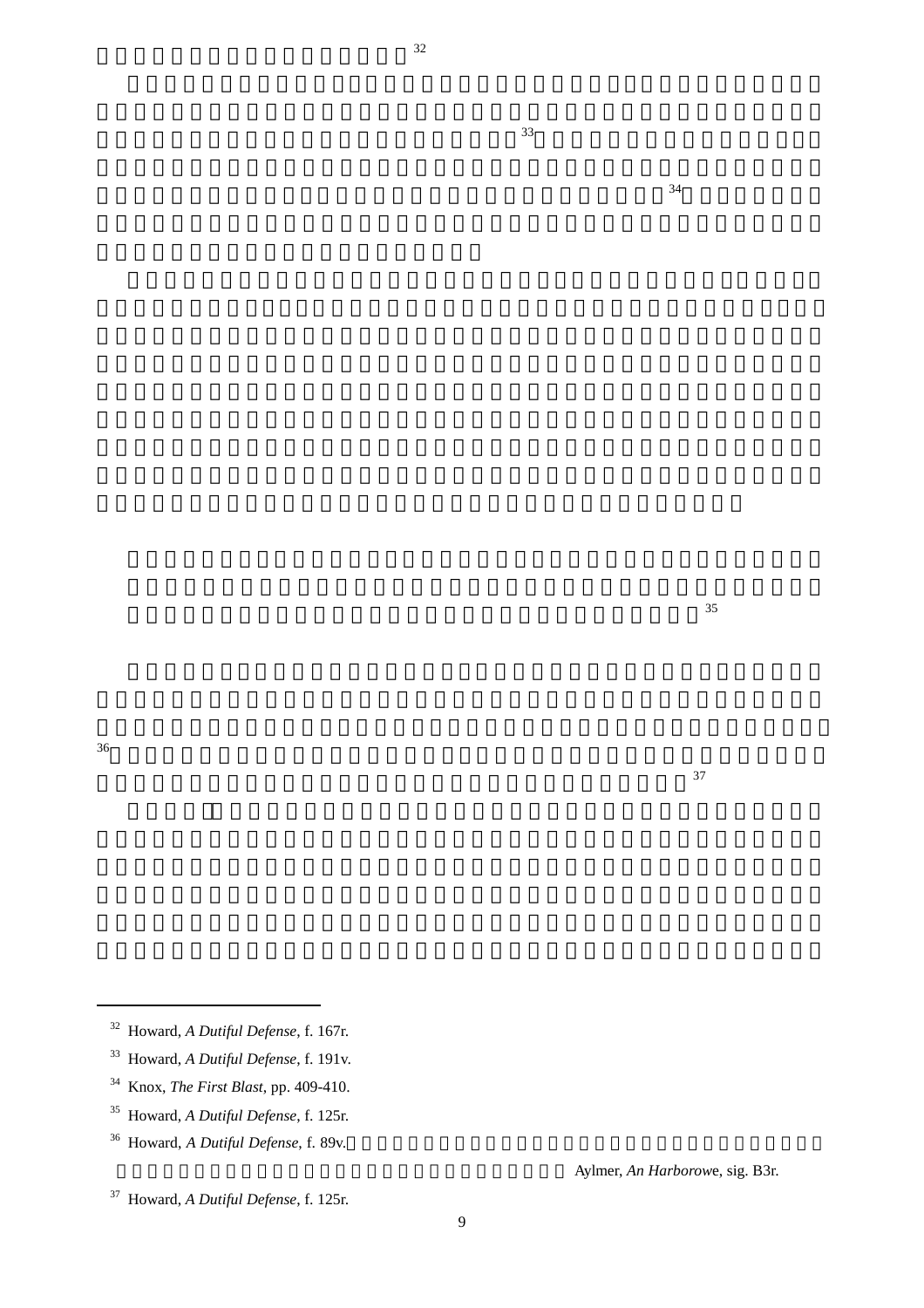[32] Howard, *A Dutiful Defense*, f. 167r.

[33] Howard, *A Dutiful Defense*, f. 191v.

[34] Knox, *The First Blast*, pp. 409-410.

[35] Howard, *A Dutiful Defense*, f. 125r.

[36] Howard, *A Dutiful Defense*, f. 89v. Aylmer, *An Harborowe*, sig. B3r.

[37] Howard, *A Dutiful Defense*, f. 125r.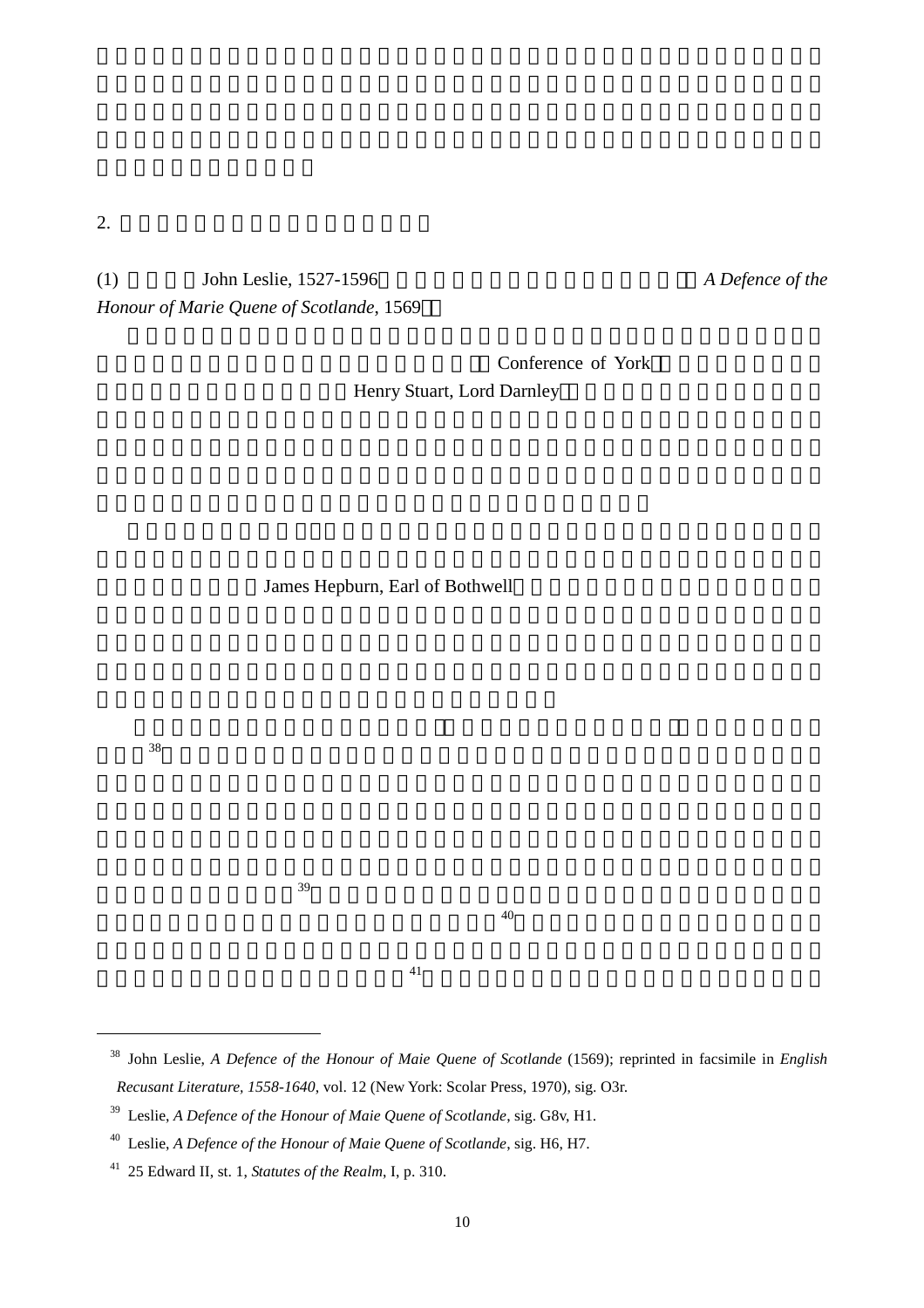2.

(1) John Leslie, 1527-1596 *A Defence of the Honour of Marie Quene of Scotlande*, 1569

Conference of York

Henry Stuart, Lord Darnley

James Hepburn, Earl of Bothwell

[38]

[39]

[40]

[41]

---

[38] John Leslie, *A Defence of the Honour of Maie Quene of Scotlande* (1569); reprinted in facsimile in *English Recusant Literature, 1558-1640*, vol. 12 (New York: Scolar Press, 1970), sig. O3r.

[39] Leslie, *A Defence of the Honour of Maie Quene of Scotlande*, sig. G8v, H1.

[40] Leslie, *A Defence of the Honour of Maie Quene of Scotlande*, sig. H6, H7.

[41] 25 Edward II, st. 1, *Statutes of the Realm*, I, p. 310.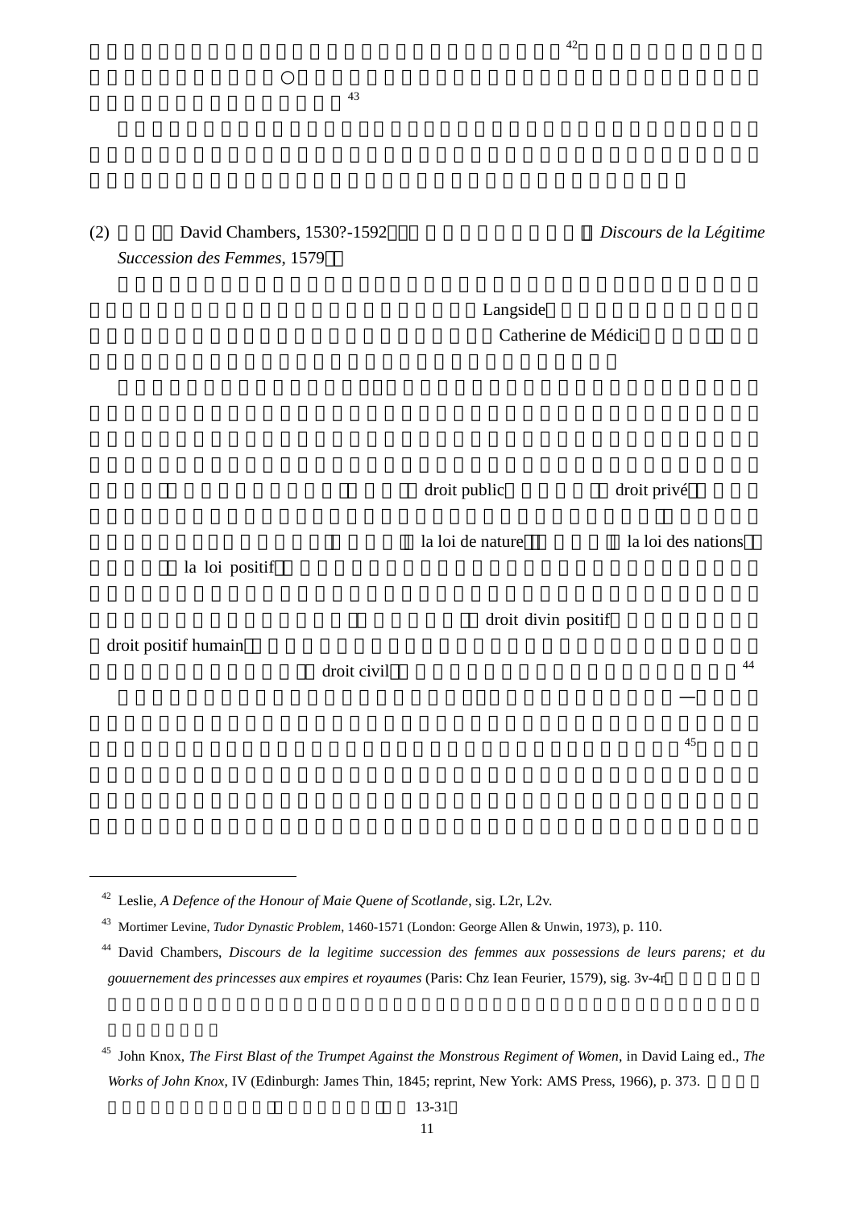[42]

○

[43]

(2) David Chambers, 1530?-1592 *Discours de la Légitime Succession des Femmes*, 1579

Langside

Catherine de Médici

droit public droit privé

la loi de nature la loi des nations la loi positif

droit divin positif droit positif humain

droit civil [44]

—

[45]

---

[42] Leslie, *A Defence of the Honour of Maie Quene of Scotlande*, sig. L2r, L2v.

[43] Mortimer Levine, *Tudor Dynastic Problem*, 1460-1571 (London: George Allen & Unwin, 1973), p. 110.

[44] David Chambers, *Discours de la legitime succession des femmes aux possessions de leurs parens; et du gouuernement des princesses aux empires et royaumes* (Paris: Chz Iean Feurier, 1579), sig. 3v-4r

[45] John Knox, *The First Blast of the Trumpet Against the Monstrous Regiment of Women*, in David Laing ed., *The Works of John Knox*, IV (Edinburgh: James Thin, 1845; reprint, New York: AMS Press, 1966), p. 373.

13-31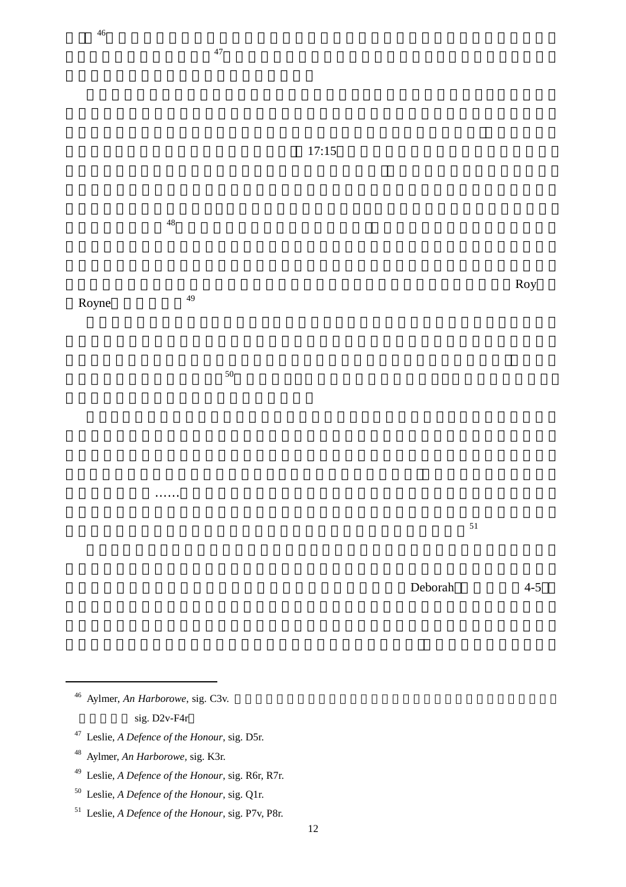[46]
[47]

17:15

[48]

Roy
Royne [49]

[50]

……
[51]

Deborah 4-5

---

[46] Aylmer, *An Harborowe*, sig. C3v.
sig. D2v-F4r

[47] Leslie, *A Defence of the Honour*, sig. D5r.

[48] Aylmer, *An Harborowe*, sig. K3r.

[49] Leslie, *A Defence of the Honour*, sig. R6r, R7r.

[50] Leslie, *A Defence of the Honour*, sig. Q1r.

[51] Leslie, *A Defence of the Honour*, sig. P7v, P8r.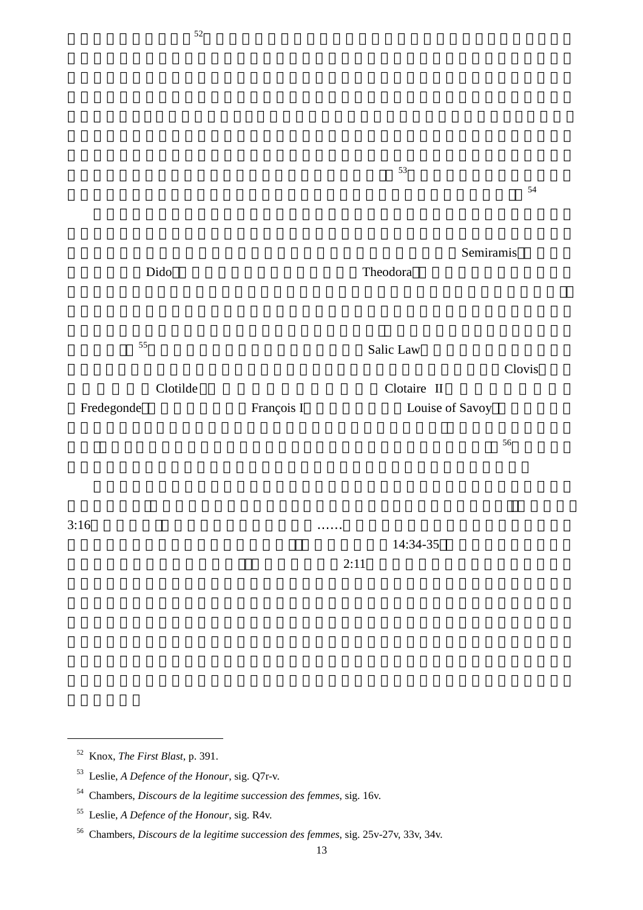[52]

[53]

[54]

Semiramis

Dido　Theodora

[55]　Salic Law

Clovis

Clotilde　Clotaire II

Fredegonde　François I　Louise of Savoy

[56]

3:16　……

14:34-35

2:11

---

[52] Knox, *The First Blast*, p. 391.

[53] Leslie, *A Defence of the Honour*, sig. Q7r-v.

[54] Chambers, *Discours de la legitime succession des femmes*, sig. 16v.

[55] Leslie, *A Defence of the Honour*, sig. R4v.

[56] Chambers, *Discours de la legitime succession des femmes*, sig. 25v-27v, 33v, 34v.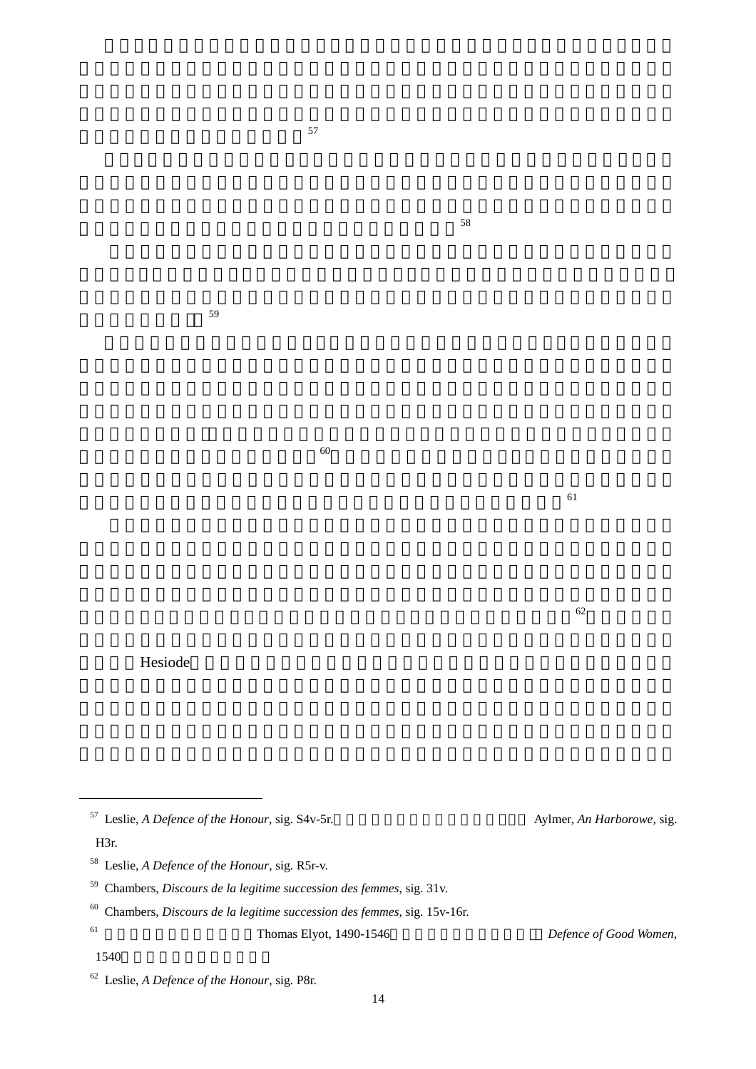[57]

[58]

[59]

[60] [61]

[62]

Hesiode

---

[57] Leslie, *A Defence of the Honour*, sig. S4v-5r. Aylmer, *An Harborowe*, sig. H3r.

[58] Leslie, *A Defence of the Honour*, sig. R5r-v.

[59] Chambers, *Discours de la legitime succession des femmes*, sig. 31v.

[60] Chambers, *Discours de la legitime succession des femmes*, sig. 15v-16r.

[61] Thomas Elyot, 1490-1546 *Defence of Good Women*, 1540

[62] Leslie, *A Defence of the Honour*, sig. P8r.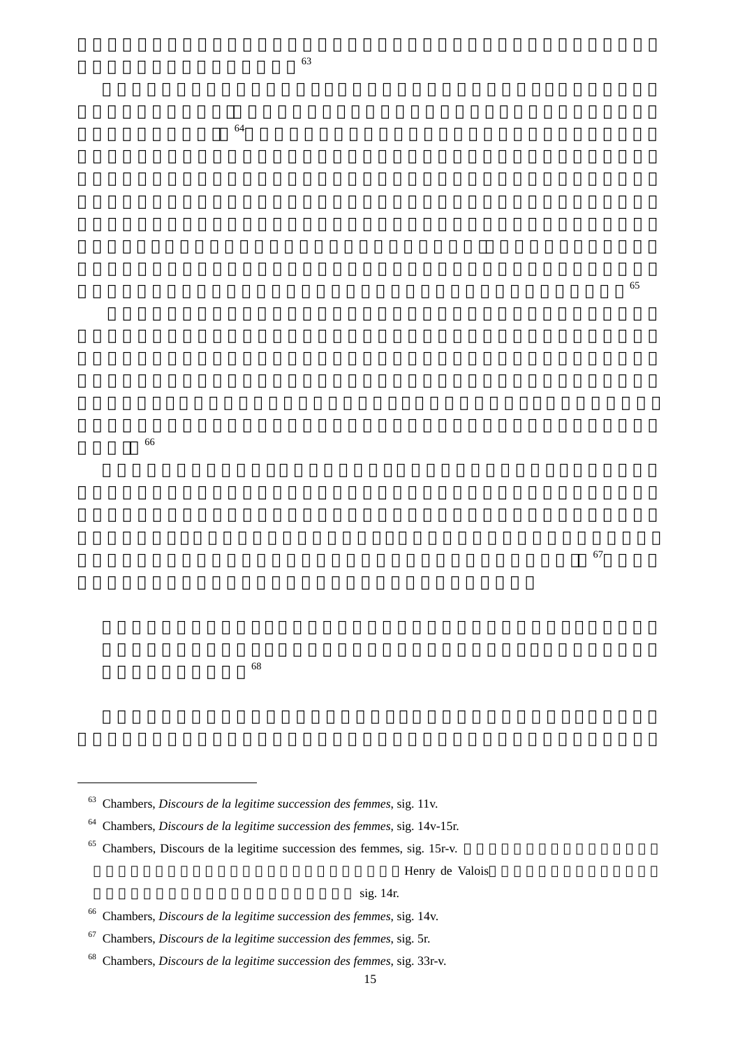[63]

[64]

[65]

[66]

[67]

[68]

---

[63] Chambers, *Discours de la legitime succession des femmes*, sig. 11v.

[64] Chambers, *Discours de la legitime succession des femmes*, sig. 14v-15r.

[65] Chambers, Discours de la legitime succession des femmes, sig. 15r-v. Henry de Valois sig. 14r.

[66] Chambers, *Discours de la legitime succession des femmes*, sig. 14v.

[67] Chambers, *Discours de la legitime succession des femmes*, sig. 5r.

[68] Chambers, *Discours de la legitime succession des femmes*, sig. 33r-v.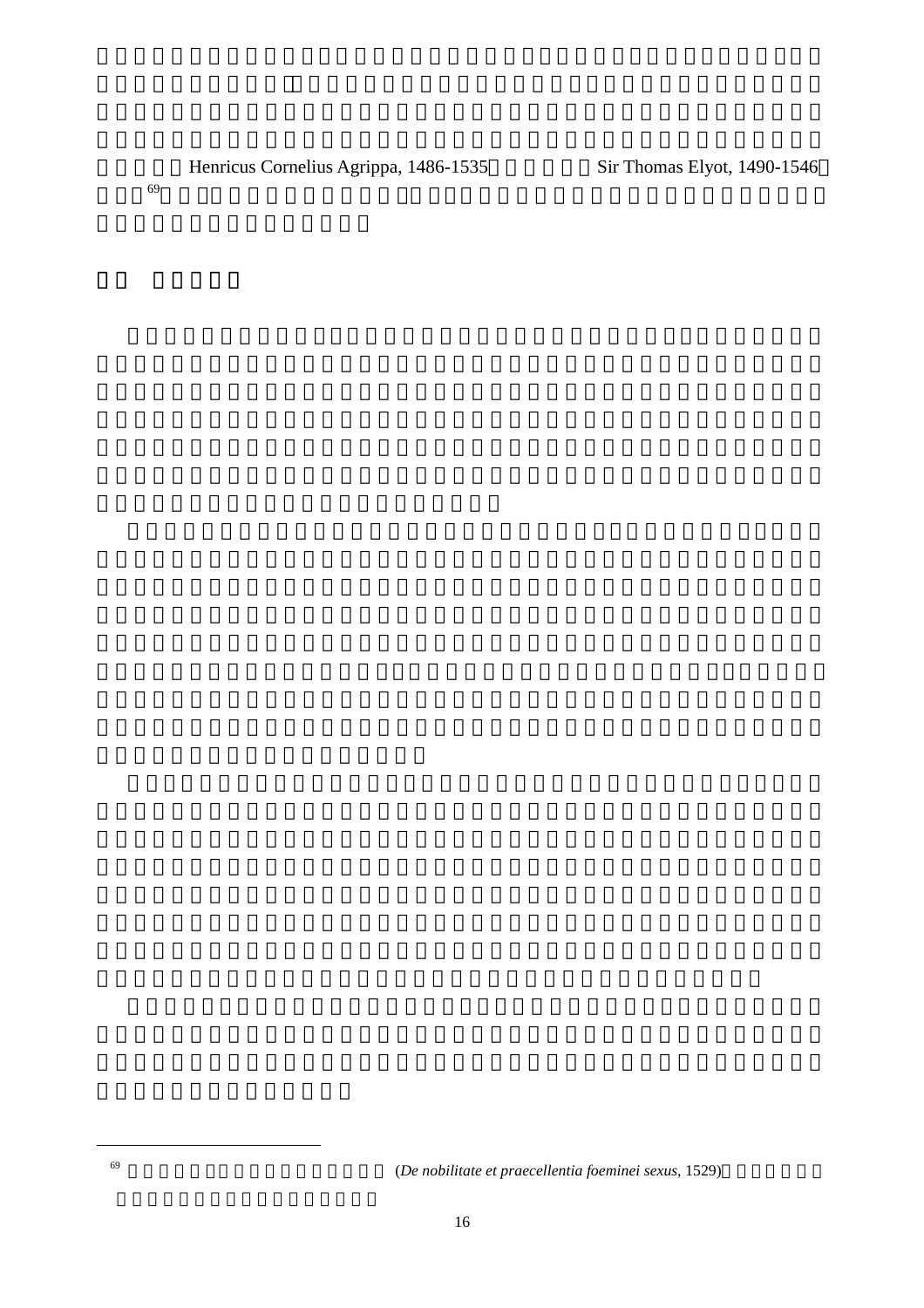Henricus Cornelius Agrippa, 1486-1535　Sir Thomas Elyot, 1490-1546[69]

[69] (*De nobilitate et praecellentia foeminei sexus*, 1529)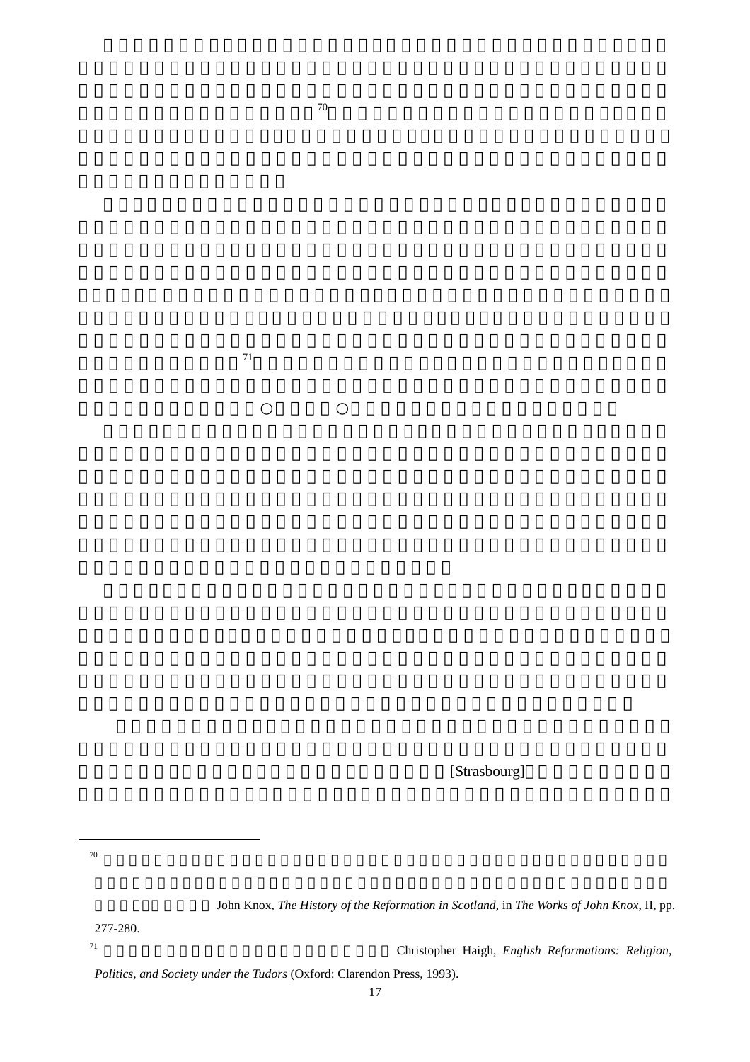[70]

[71]

○ ○

[Strasbourg]

---

[70] John Knox, *The History of the Reformation in Scotland*, in *The Works of John Knox*, II, pp. 277-280.

[71] Christopher Haigh, *English Reformations: Religion, Politics, and Society under the Tudors* (Oxford: Clarendon Press, 1993).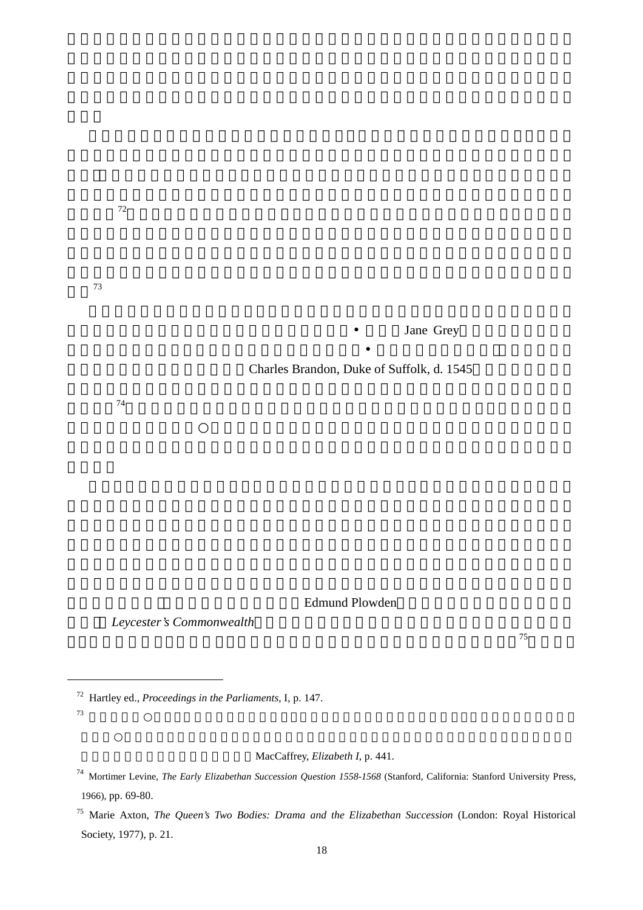[72]

[73]

• Jane Grey

•

Charles Brandon, Duke of Suffolk, d. 1545

[74]

○

Edmund Plowden

*Leycester's Commonwealth*

[75]

---

[72] Hartley ed., *Proceedings in the Parliaments*, I, p. 147.

[73] ○ ○ MacCaffrey, *Elizabeth I*, p. 441.

[74] Mortimer Levine, *The Early Elizabethan Succession Question 1558-1568* (Stanford, California: Stanford University Press, 1966), pp. 69-80.

[75] Marie Axton, *The Queen's Two Bodies: Drama and the Elizabethan Succession* (London: Royal Historical Society, 1977), p. 21.